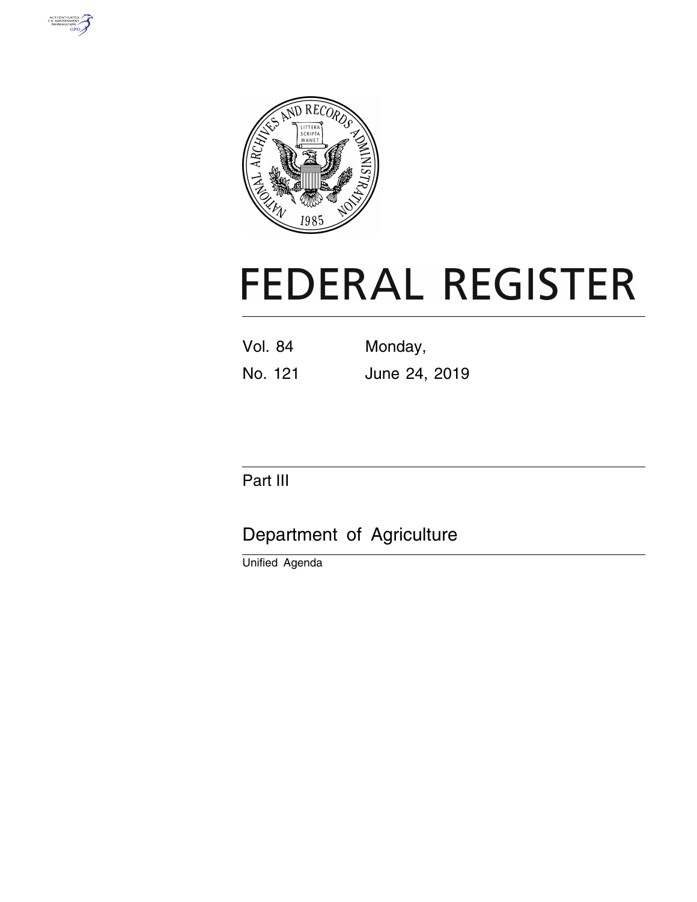# FEDERAL REGISTER

Vol. 84 Monday,

No. 121 June 24, 2019

## Part III

## Department of Agriculture

Unified Agenda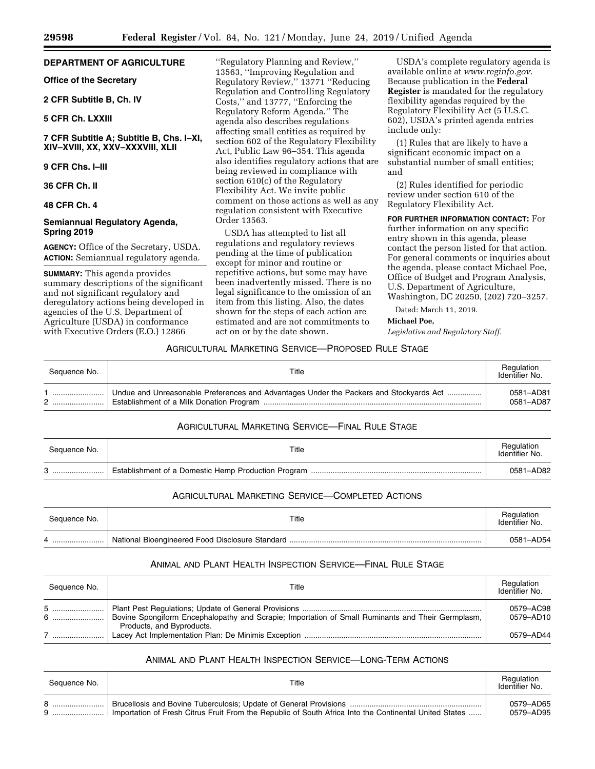## DEPARTMENT OF AGRICULTURE

### Office of the Secretary

### 2 CFR Subtitle B, Ch. IV

### 5 CFR Ch. LXXIII

### 7 CFR Subtitle A; Subtitle B, Chs. I–XI, XIV–XVIII, XX, XXV–XXXVIII, XLII

### 9 CFR Chs. I–III

### 36 CFR Ch. II

### 48 CFR Ch. 4

### Semiannual Regulatory Agenda, Spring 2019

**AGENCY:** Office of the Secretary, USDA.

**ACTION:** Semiannual regulatory agenda.

**SUMMARY:** This agenda provides summary descriptions of the significant and not significant regulatory and deregulatory actions being developed in agencies of the U.S. Department of Agriculture (USDA) in conformance with Executive Orders (E.O.) 12866 ''Regulatory Planning and Review,'' 13563, ''Improving Regulation and Regulatory Review,'' 13771 ''Reducing Regulation and Controlling Regulatory Costs,'' and 13777, ''Enforcing the Regulatory Reform Agenda.'' The agenda also describes regulations affecting small entities as required by section 602 of the Regulatory Flexibility Act, Public Law 96–354. This agenda also identifies regulatory actions that are being reviewed in compliance with section 610(c) of the Regulatory Flexibility Act. We invite public comment on those actions as well as any regulation consistent with Executive Order 13563.

USDA has attempted to list all regulations and regulatory reviews pending at the time of publication except for minor and routine or repetitive actions, but some may have been inadvertently missed. There is no legal significance to the omission of an item from this listing. Also, the dates shown for the steps of each action are estimated and are not commitments to act on or by the date shown.

USDA's complete regulatory agenda is available online at *www.reginfo.gov.* Because publication in the **Federal Register** is mandated for the regulatory flexibility agendas required by the Regulatory Flexibility Act (5 U.S.C. 602), USDA's printed agenda entries include only:

(1) Rules that are likely to have a significant economic impact on a substantial number of small entities; and

(2) Rules identified for periodic review under section 610 of the Regulatory Flexibility Act.

**FOR FURTHER INFORMATION CONTACT:** For further information on any specific entry shown in this agenda, please contact the person listed for that action. For general comments or inquiries about the agenda, please contact Michael Poe, Office of Budget and Program Analysis, U.S. Department of Agriculture, Washington, DC 20250, (202) 720–3257.

Dated: March 11, 2019.

**Michael Poe,**

*Legislative and Regulatory Staff.*

### AGRICULTURAL MARKETING SERVICE—PROPOSED RULE STAGE

| Sequence No. | Title | Regulation Identifier No. |
|---|---|---|
| 1 | Undue and Unreasonable Preferences and Advantages Under the Packers and Stockyards Act | 0581–AD81 |
| 2 | Establishment of a Milk Donation Program | 0581–AD87 |

### AGRICULTURAL MARKETING SERVICE—FINAL RULE STAGE

| Sequence No. | Title | Regulation Identifier No. |
|---|---|---|
| 3 | Establishment of a Domestic Hemp Production Program | 0581–AD82 |

### AGRICULTURAL MARKETING SERVICE—COMPLETED ACTIONS

| Sequence No. | Title | Regulation Identifier No. |
|---|---|---|
| 4 | National Bioengineered Food Disclosure Standard | 0581–AD54 |

### ANIMAL AND PLANT HEALTH INSPECTION SERVICE—FINAL RULE STAGE

| Sequence No. | Title | Regulation Identifier No. |
|---|---|---|
| 5 | Plant Pest Regulations; Update of General Provisions | 0579–AC98 |
| 6 | Bovine Spongiform Encephalopathy and Scrapie; Importation of Small Ruminants and Their Germplasm, Products, and Byproducts. | 0579–AD10 |
| 7 | Lacey Act Implementation Plan: De Minimis Exception | 0579–AD44 |

### ANIMAL AND PLANT HEALTH INSPECTION SERVICE—LONG-TERM ACTIONS

| Sequence No. | Title | Regulation Identifier No. |
|---|---|---|
| 8 | Brucellosis and Bovine Tuberculosis; Update of General Provisions | 0579–AD65 |
| 9 | Importation of Fresh Citrus Fruit From the Republic of South Africa Into the Continental United States | 0579–AD95 |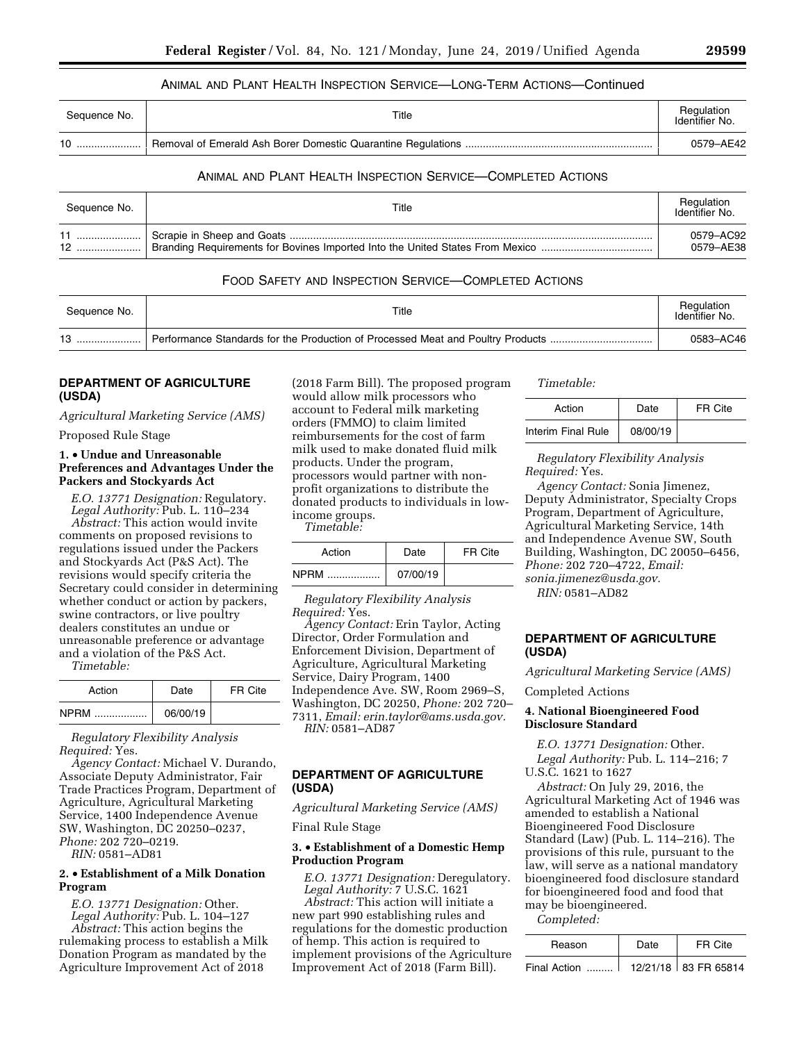ANIMAL AND PLANT HEALTH INSPECTION SERVICE—LONG-TERM ACTIONS—Continued

| Sequence No. | Title | Regulation Identifier No. |
| --- | --- | --- |
| 10 | Removal of Emerald Ash Borer Domestic Quarantine Regulations | 0579–AE42 |

ANIMAL AND PLANT HEALTH INSPECTION SERVICE—COMPLETED ACTIONS

| Sequence No. | Title | Regulation Identifier No. |
| --- | --- | --- |
| 11 | Scrapie in Sheep and Goats | 0579–AC92 |
| 12 | Branding Requirements for Bovines Imported Into the United States From Mexico | 0579–AE38 |

FOOD SAFETY AND INSPECTION SERVICE—COMPLETED ACTIONS

| Sequence No. | Title | Regulation Identifier No. |
| --- | --- | --- |
| 13 | Performance Standards for the Production of Processed Meat and Poultry Products | 0583–AC46 |

## DEPARTMENT OF AGRICULTURE (USDA)

*Agricultural Marketing Service (AMS)*

Proposed Rule Stage

### 1. • Undue and Unreasonable Preferences and Advantages Under the Packers and Stockyards Act

*E.O. 13771 Designation:* Regulatory.

*Legal Authority:* Pub. L. 110–234

*Abstract:* This action would invite comments on proposed revisions to regulations issued under the Packers and Stockyards Act (P&S Act). The revisions would specify criteria the Secretary could consider in determining whether conduct or action by packers, swine contractors, or live poultry dealers constitutes an undue or unreasonable preference or advantage and a violation of the P&S Act.

*Timetable:*

| Action | Date | FR Cite |
| --- | --- | --- |
| NPRM | 06/00/19 | |

*Regulatory Flexibility Analysis Required:* Yes.

*Agency Contact:* Michael V. Durando, Associate Deputy Administrator, Fair Trade Practices Program, Department of Agriculture, Agricultural Marketing Service, 1400 Independence Avenue SW, Washington, DC 20250–0237, *Phone:* 202 720–0219.

*RIN:* 0581–AD81

### 2. • Establishment of a Milk Donation Program

*E.O. 13771 Designation:* Other.

*Legal Authority:* Pub. L. 104–127

*Abstract:* This action begins the rulemaking process to establish a Milk Donation Program as mandated by the Agriculture Improvement Act of 2018 (2018 Farm Bill). The proposed program would allow milk processors who account to Federal milk marketing orders (FMMO) to claim limited reimbursements for the cost of farm milk used to make donated fluid milk products. Under the program, processors would partner with non-profit organizations to distribute the donated products to individuals in low-income groups.

*Timetable:*

| Action | Date | FR Cite |
| --- | --- | --- |
| NPRM | 07/00/19 | |

*Regulatory Flexibility Analysis Required:* Yes.

*Agency Contact:* Erin Taylor, Acting Director, Order Formulation and Enforcement Division, Department of Agriculture, Agricultural Marketing Service, Dairy Program, 1400 Independence Ave. SW, Room 2969–S, Washington, DC 20250, *Phone:* 202 720–7311, *Email: erin.taylor@ams.usda.gov.*

*RIN:* 0581–AD87

## DEPARTMENT OF AGRICULTURE (USDA)

*Agricultural Marketing Service (AMS)*

Final Rule Stage

### 3. • Establishment of a Domestic Hemp Production Program

*E.O. 13771 Designation:* Deregulatory.

*Legal Authority:* 7 U.S.C. 1621

*Abstract:* This action will initiate a new part 990 establishing rules and regulations for the domestic production of hemp. This action is required to implement provisions of the Agriculture Improvement Act of 2018 (Farm Bill).

*Timetable:*

| Action | Date | FR Cite |
| --- | --- | --- |
| Interim Final Rule | 08/00/19 | |

*Regulatory Flexibility Analysis Required:* Yes.

*Agency Contact:* Sonia Jimenez, Deputy Administrator, Specialty Crops Program, Department of Agriculture, Agricultural Marketing Service, 14th and Independence Avenue SW, South Building, Washington, DC 20050–6456, *Phone:* 202 720–4722, *Email: sonia.jimenez@usda.gov.*

*RIN:* 0581–AD82

## DEPARTMENT OF AGRICULTURE (USDA)

*Agricultural Marketing Service (AMS)*

Completed Actions

### 4. National Bioengineered Food Disclosure Standard

*E.O. 13771 Designation:* Other.

*Legal Authority:* Pub. L. 114–216; 7 U.S.C. 1621 to 1627

*Abstract:* On July 29, 2016, the Agricultural Marketing Act of 1946 was amended to establish a National Bioengineered Food Disclosure Standard (Law) (Pub. L. 114–216). The provisions of this rule, pursuant to the law, will serve as a national mandatory bioengineered food disclosure standard for bioengineered food and food that may be bioengineered.

*Completed:*

| Reason | Date | FR Cite |
| --- | --- | --- |
| Final Action | 12/21/18 | 83 FR 65814 |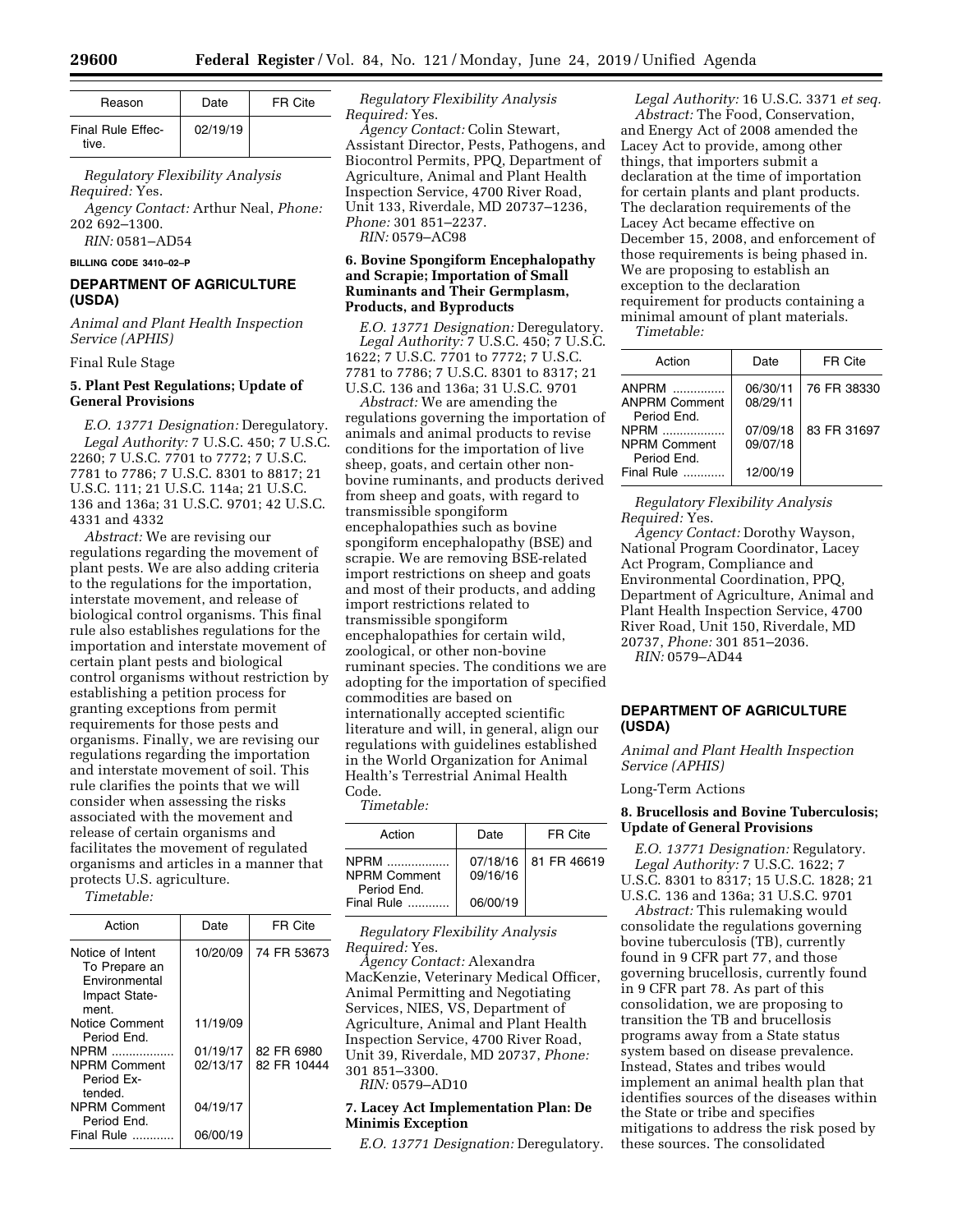| Reason | Date | FR Cite |
| --- | --- | --- |
| Final Rule Effective. | 02/19/19 | |

*Regulatory Flexibility Analysis Required:* Yes.

*Agency Contact:* Arthur Neal, *Phone:* 202 692–1300.

*RIN:* 0581–AD54

BILLING CODE 3410–02–P

## DEPARTMENT OF AGRICULTURE (USDA)

*Animal and Plant Health Inspection Service (APHIS)*

Final Rule Stage

### 5. Plant Pest Regulations; Update of General Provisions

*E.O. 13771 Designation:* Deregulatory.

*Legal Authority:* 7 U.S.C. 450; 7 U.S.C. 2260; 7 U.S.C. 7701 to 7772; 7 U.S.C. 7781 to 7786; 7 U.S.C. 8301 to 8817; 21 U.S.C. 111; 21 U.S.C. 114a; 21 U.S.C. 136 and 136a; 31 U.S.C. 9701; 42 U.S.C. 4331 and 4332

*Abstract:* We are revising our regulations regarding the movement of plant pests. We are also adding criteria to the regulations for the importation, interstate movement, and release of biological control organisms. This final rule also establishes regulations for the importation and interstate movement of certain plant pests and biological control organisms without restriction by establishing a petition process for granting exceptions from permit requirements for those pests and organisms. Finally, we are revising our regulations regarding the importation and interstate movement of soil. This rule clarifies the points that we will consider when assessing the risks associated with the movement and release of certain organisms and facilitates the movement of regulated organisms and articles in a manner that protects U.S. agriculture.

*Timetable:*

| Action | Date | FR Cite |
| --- | --- | --- |
| Notice of Intent To Prepare an Environmental Impact Statement. | 10/20/09 | 74 FR 53673 |
| Notice Comment Period End. | 11/19/09 | |
| NPRM | 01/19/17 | 82 FR 6980 |
| NPRM Comment Period Extended. | 02/13/17 | 82 FR 10444 |
| NPRM Comment Period End. | 04/19/17 | |
| Final Rule | 06/00/19 | |

*Regulatory Flexibility Analysis Required:* Yes.

*Agency Contact:* Colin Stewart, Assistant Director, Pests, Pathogens, and Biocontrol Permits, PPQ, Department of Agriculture, Animal and Plant Health Inspection Service, 4700 River Road, Unit 133, Riverdale, MD 20737–1236, *Phone:* 301 851–2237.

*RIN:* 0579–AC98

### 6. Bovine Spongiform Encephalopathy and Scrapie; Importation of Small Ruminants and Their Germplasm, Products, and Byproducts

*E.O. 13771 Designation:* Deregulatory.

*Legal Authority:* 7 U.S.C. 450; 7 U.S.C. 1622; 7 U.S.C. 7701 to 7772; 7 U.S.C. 7781 to 7786; 7 U.S.C. 8301 to 8317; 21 U.S.C. 136 and 136a; 31 U.S.C. 9701

*Abstract:* We are amending the regulations governing the importation of animals and animal products to revise conditions for the importation of live sheep, goats, and certain other non-bovine ruminants, and products derived from sheep and goats, with regard to transmissible spongiform encephalopathies such as bovine spongiform encephalopathy (BSE) and scrapie. We are removing BSE-related import restrictions on sheep and goats and most of their products, and adding import restrictions related to transmissible spongiform encephalopathies for certain wild, zoological, or other non-bovine ruminant species. The conditions we are adopting for the importation of specified commodities are based on internationally accepted scientific literature and will, in general, align our regulations with guidelines established in the World Organization for Animal Health's Terrestrial Animal Health Code.

*Timetable:*

| Action | Date | FR Cite |
| --- | --- | --- |
| NPRM | 07/18/16 | 81 FR 46619 |
| NPRM Comment Period End. | 09/16/16 | |
| Final Rule | 06/00/19 | |

*Regulatory Flexibility Analysis Required:* Yes.

*Agency Contact:* Alexandra MacKenzie, Veterinary Medical Officer, Animal Permitting and Negotiating Services, NIES, VS, Department of Agriculture, Animal and Plant Health Inspection Service, 4700 River Road, Unit 39, Riverdale, MD 20737, *Phone:* 301 851–3300.

*RIN:* 0579–AD10

### 7. Lacey Act Implementation Plan: De Minimis Exception

*E.O. 13771 Designation:* Deregulatory.

*Legal Authority:* 16 U.S.C. 3371 *et seq.*

*Abstract:* The Food, Conservation, and Energy Act of 2008 amended the Lacey Act to provide, among other things, that importers submit a declaration at the time of importation for certain plants and plant products. The declaration requirements of the Lacey Act became effective on December 15, 2008, and enforcement of those requirements is being phased in. We are proposing to establish an exception to the declaration requirement for products containing a minimal amount of plant materials.

*Timetable:*

| Action | Date | FR Cite |
| --- | --- | --- |
| ANPRM | 06/30/11 | 76 FR 38330 |
| ANPRM Comment Period End. | 08/29/11 | |
| NPRM | 07/09/18 | 83 FR 31697 |
| NPRM Comment Period End. | 09/07/18 | |
| Final Rule | 12/00/19 | |

*Regulatory Flexibility Analysis Required:* Yes.

*Agency Contact:* Dorothy Wayson, National Program Coordinator, Lacey Act Program, Compliance and Environmental Coordination, PPQ, Department of Agriculture, Animal and Plant Health Inspection Service, 4700 River Road, Unit 150, Riverdale, MD 20737, *Phone:* 301 851–2036.

*RIN:* 0579–AD44

## DEPARTMENT OF AGRICULTURE (USDA)

*Animal and Plant Health Inspection Service (APHIS)*

Long-Term Actions

### 8. Brucellosis and Bovine Tuberculosis; Update of General Provisions

*E.O. 13771 Designation:* Regulatory.

*Legal Authority:* 7 U.S.C. 1622; 7 U.S.C. 8301 to 8317; 15 U.S.C. 1828; 21 U.S.C. 136 and 136a; 31 U.S.C. 9701

*Abstract:* This rulemaking would consolidate the regulations governing bovine tuberculosis (TB), currently found in 9 CFR part 77, and those governing brucellosis, currently found in 9 CFR part 78. As part of this consolidation, we are proposing to transition the TB and brucellosis programs away from a State status system based on disease prevalence. Instead, States and tribes would implement an animal health plan that identifies sources of the diseases within the State or tribe and specifies mitigations to address the risk posed by these sources. The consolidated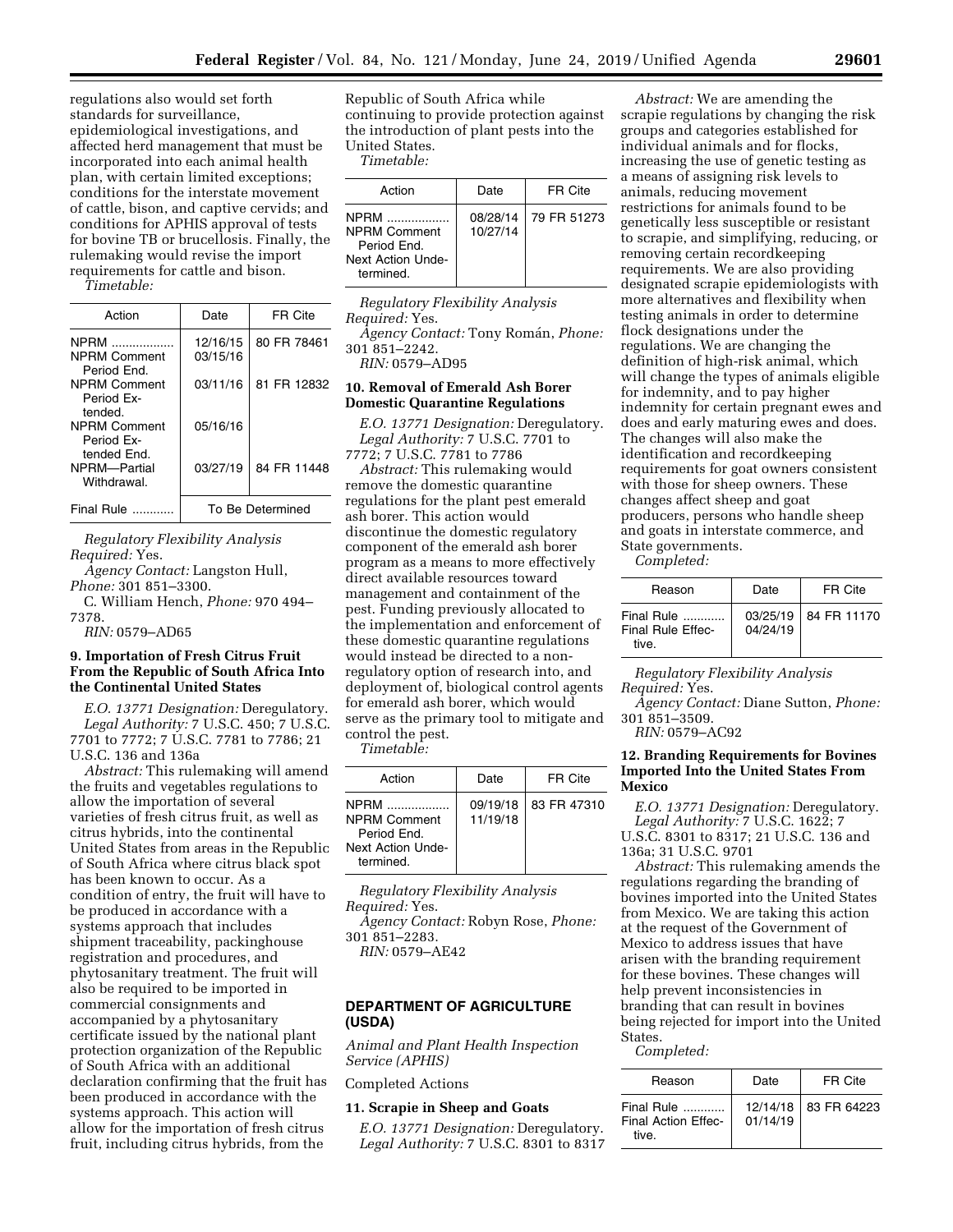regulations also would set forth standards for surveillance, epidemiological investigations, and affected herd management that must be incorporated into each animal health plan, with certain limited exceptions; conditions for the interstate movement of cattle, bison, and captive cervids; and conditions for APHIS approval of tests for bovine TB or brucellosis. Finally, the rulemaking would revise the import requirements for cattle and bison.

*Timetable:*

| Action | Date | FR Cite |
|---|---|---|
| NPRM .................. | 12/16/15 | 80 FR 78461 |
| NPRM Comment Period End. | 03/15/16 | |
| NPRM Comment Period Extended. | 03/11/16 | 81 FR 12832 |
| NPRM Comment Period Extended End. | 05/16/16 | |
| NPRM—Partial Withdrawal. | 03/27/19 | 84 FR 11448 |
| Final Rule ............ | To Be Determined | |

*Regulatory Flexibility Analysis Required:* Yes.

*Agency Contact:* Langston Hull, *Phone:* 301 851–3300.

C. William Hench, *Phone:* 970 494–7378.

*RIN:* 0579–AD65

### 9. Importation of Fresh Citrus Fruit From the Republic of South Africa Into the Continental United States

*E.O. 13771 Designation:* Deregulatory.

*Legal Authority:* 7 U.S.C. 450; 7 U.S.C. 7701 to 7772; 7 U.S.C. 7781 to 7786; 21 U.S.C. 136 and 136a

*Abstract:* This rulemaking will amend the fruits and vegetables regulations to allow the importation of several varieties of fresh citrus fruit, as well as citrus hybrids, into the continental United States from areas in the Republic of South Africa where citrus black spot has been known to occur. As a condition of entry, the fruit will have to be produced in accordance with a systems approach that includes shipment traceability, packinghouse registration and procedures, and phytosanitary treatment. The fruit will also be required to be imported in commercial consignments and accompanied by a phytosanitary certificate issued by the national plant protection organization of the Republic of South Africa with an additional declaration confirming that the fruit has been produced in accordance with the systems approach. This action will allow for the importation of fresh citrus fruit, including citrus hybrids, from the Republic of South Africa while continuing to provide protection against the introduction of plant pests into the United States.

*Timetable:*

| Action | Date | FR Cite |
|---|---|---|
| NPRM .................. | 08/28/14 | 79 FR 51273 |
| NPRM Comment Period End. | 10/27/14 | |
| Next Action Undetermined. | | |

*Regulatory Flexibility Analysis Required:* Yes.

*Agency Contact:* Tony Román, *Phone:* 301 851–2242.

*RIN:* 0579–AD95

### 10. Removal of Emerald Ash Borer Domestic Quarantine Regulations

*E.O. 13771 Designation:* Deregulatory.

*Legal Authority:* 7 U.S.C. 7701 to 7772; 7 U.S.C. 7781 to 7786

*Abstract:* This rulemaking would remove the domestic quarantine regulations for the plant pest emerald ash borer. This action would discontinue the domestic regulatory component of the emerald ash borer program as a means to more effectively direct available resources toward management and containment of the pest. Funding previously allocated to the implementation and enforcement of these domestic quarantine regulations would instead be directed to a non-regulatory option of research into, and deployment of, biological control agents for emerald ash borer, which would serve as the primary tool to mitigate and control the pest.

*Timetable:*

| Action | Date | FR Cite |
|---|---|---|
| NPRM .................. | 09/19/18 | 83 FR 47310 |
| NPRM Comment Period End. | 11/19/18 | |
| Next Action Undetermined. | | |

*Regulatory Flexibility Analysis Required:* Yes.

*Agency Contact:* Robyn Rose, *Phone:* 301 851–2283.

*RIN:* 0579–AE42

## DEPARTMENT OF AGRICULTURE (USDA)

*Animal and Plant Health Inspection Service (APHIS)*

Completed Actions

### 11. Scrapie in Sheep and Goats

*E.O. 13771 Designation:* Deregulatory.

*Legal Authority:* 7 U.S.C. 8301 to 8317

*Abstract:* We are amending the scrapie regulations by changing the risk groups and categories established for individual animals and for flocks, increasing the use of genetic testing as a means of assigning risk levels to animals, reducing movement restrictions for animals found to be genetically less susceptible or resistant to scrapie, and simplifying, reducing, or removing certain recordkeeping requirements. We are also providing designated scrapie epidemiologists with more alternatives and flexibility when testing animals in order to determine flock designations under the regulations. We are changing the definition of high-risk animal, which will change the types of animals eligible for indemnity, and to pay higher indemnity for certain pregnant ewes and does and early maturing ewes and does. The changes will also make the identification and recordkeeping requirements for goat owners consistent with those for sheep owners. These changes affect sheep and goat producers, persons who handle sheep and goats in interstate commerce, and State governments.

*Completed:*

| Reason | Date | FR Cite |
|---|---|---|
| Final Rule ............ | 03/25/19 | 84 FR 11170 |
| Final Rule Effective. | 04/24/19 | |

*Regulatory Flexibility Analysis Required:* Yes.

*Agency Contact:* Diane Sutton, *Phone:* 301 851–3509.

*RIN:* 0579–AC92

### 12. Branding Requirements for Bovines Imported Into the United States From Mexico

*E.O. 13771 Designation:* Deregulatory.

*Legal Authority:* 7 U.S.C. 1622; 7 U.S.C. 8301 to 8317; 21 U.S.C. 136 and 136a; 31 U.S.C. 9701

*Abstract:* This rulemaking amends the regulations regarding the branding of bovines imported into the United States from Mexico. We are taking this action at the request of the Government of Mexico to address issues that have arisen with the branding requirement for these bovines. These changes will help prevent inconsistencies in branding that can result in bovines being rejected for import into the United States.

*Completed:*

| Reason | Date | FR Cite |
|---|---|---|
| Final Rule ............ | 12/14/18 | 83 FR 64223 |
| Final Action Effective. | 01/14/19 | |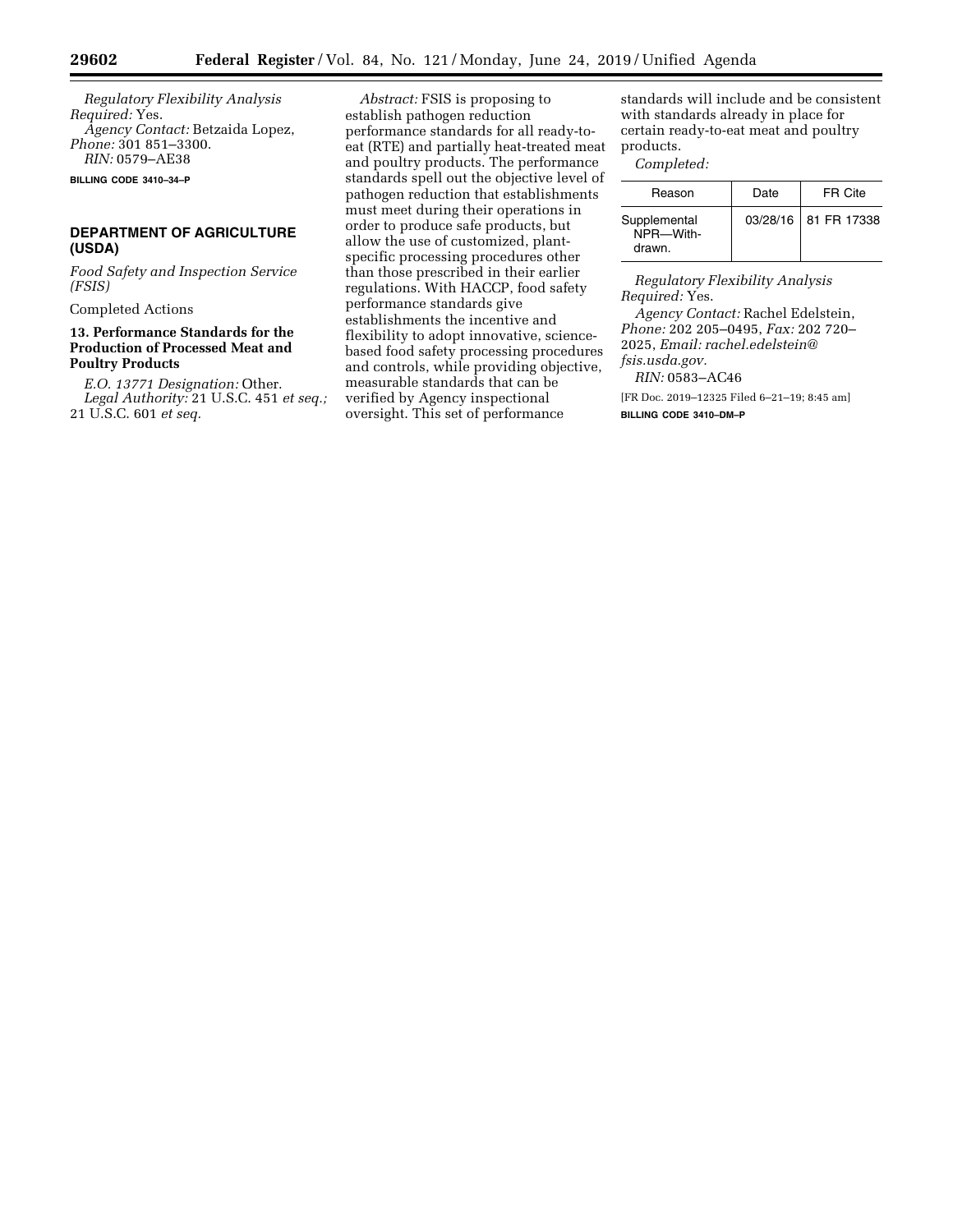*Regulatory Flexibility Analysis Required:* Yes.

*Agency Contact:* Betzaida Lopez, *Phone:* 301 851–3300.

*RIN:* 0579–AE38

**BILLING CODE 3410–34–P**

## DEPARTMENT OF AGRICULTURE (USDA)

*Food Safety and Inspection Service (FSIS)*

Completed Actions

### 13. Performance Standards for the Production of Processed Meat and Poultry Products

*E.O. 13771 Designation:* Other.

*Legal Authority:* 21 U.S.C. 451 *et seq.;* 21 U.S.C. 601 *et seq.*

*Abstract:* FSIS is proposing to establish pathogen reduction performance standards for all ready-to-eat (RTE) and partially heat-treated meat and poultry products. The performance standards spell out the objective level of pathogen reduction that establishments must meet during their operations in order to produce safe products, but allow the use of customized, plant-specific processing procedures other than those prescribed in their earlier regulations. With HACCP, food safety performance standards give establishments the incentive and flexibility to adopt innovative, science-based food safety processing procedures and controls, while providing objective, measurable standards that can be verified by Agency inspectional oversight. This set of performance standards will include and be consistent with standards already in place for certain ready-to-eat meat and poultry products.

*Completed:*

| Reason | Date | FR Cite |
|---|---|---|
| Supplemental NPR—Withdrawn. | 03/28/16 | 81 FR 17338 |

*Regulatory Flexibility Analysis Required:* Yes.

*Agency Contact:* Rachel Edelstein, *Phone:* 202 205–0495, *Fax:* 202 720–2025, *Email: rachel.edelstein@fsis.usda.gov.*

*RIN:* 0583–AC46

[FR Doc. 2019–12325 Filed 6–21–19; 8:45 am]

**BILLING CODE 3410–DM–P**